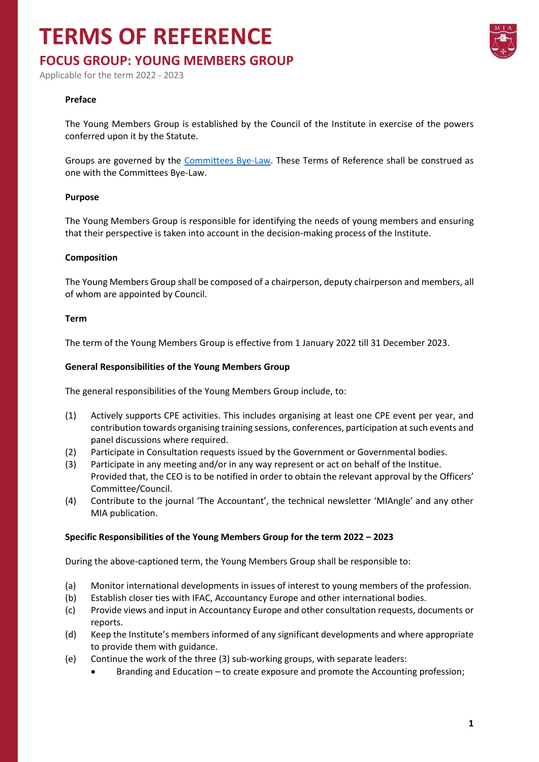# TERMS OF REFERENCE

## FOCUS GROUP: YOUNG MEMBERS GROUP

Applicable for the term 2022 - 2023

**Preface**

The Young Members Group is established by the Council of the Institute in exercise of the powers conferred upon it by the Statute.

Groups are governed by the Committees Bye-Law. These Terms of Reference shall be construed as one with the Committees Bye-Law.

**Purpose**

The Young Members Group is responsible for identifying the needs of young members and ensuring that their perspective is taken into account in the decision-making process of the Institute.

**Composition**

The Young Members Group shall be composed of a chairperson, deputy chairperson and members, all of whom are appointed by Council.

**Term**

The term of the Young Members Group is effective from 1 January 2022 till 31 December 2023.

**General Responsibilities of the Young Members Group**

The general responsibilities of the Young Members Group include, to:

(1) Actively supports CPE activities. This includes organising at least one CPE event per year, and contribution towards organising training sessions, conferences, participation at such events and panel discussions where required.
(2) Participate in Consultation requests issued by the Government or Governmental bodies.
(3) Participate in any meeting and/or in any way represent or act on behalf of the Institue. Provided that, the CEO is to be notified in order to obtain the relevant approval by the Officers' Committee/Council.
(4) Contribute to the journal 'The Accountant', the technical newsletter 'MIAngle' and any other MIA publication.

**Specific Responsibilities of the Young Members Group for the term 2022 – 2023**

During the above-captioned term, the Young Members Group shall be responsible to:

(a) Monitor international developments in issues of interest to young members of the profession.
(b) Establish closer ties with IFAC, Accountancy Europe and other international bodies.
(c) Provide views and input in Accountancy Europe and other consultation requests, documents or reports.
(d) Keep the Institute's members informed of any significant developments and where appropriate to provide them with guidance.
(e) Continue the work of the three (3) sub-working groups, with separate leaders:
    - Branding and Education – to create exposure and promote the Accounting profession;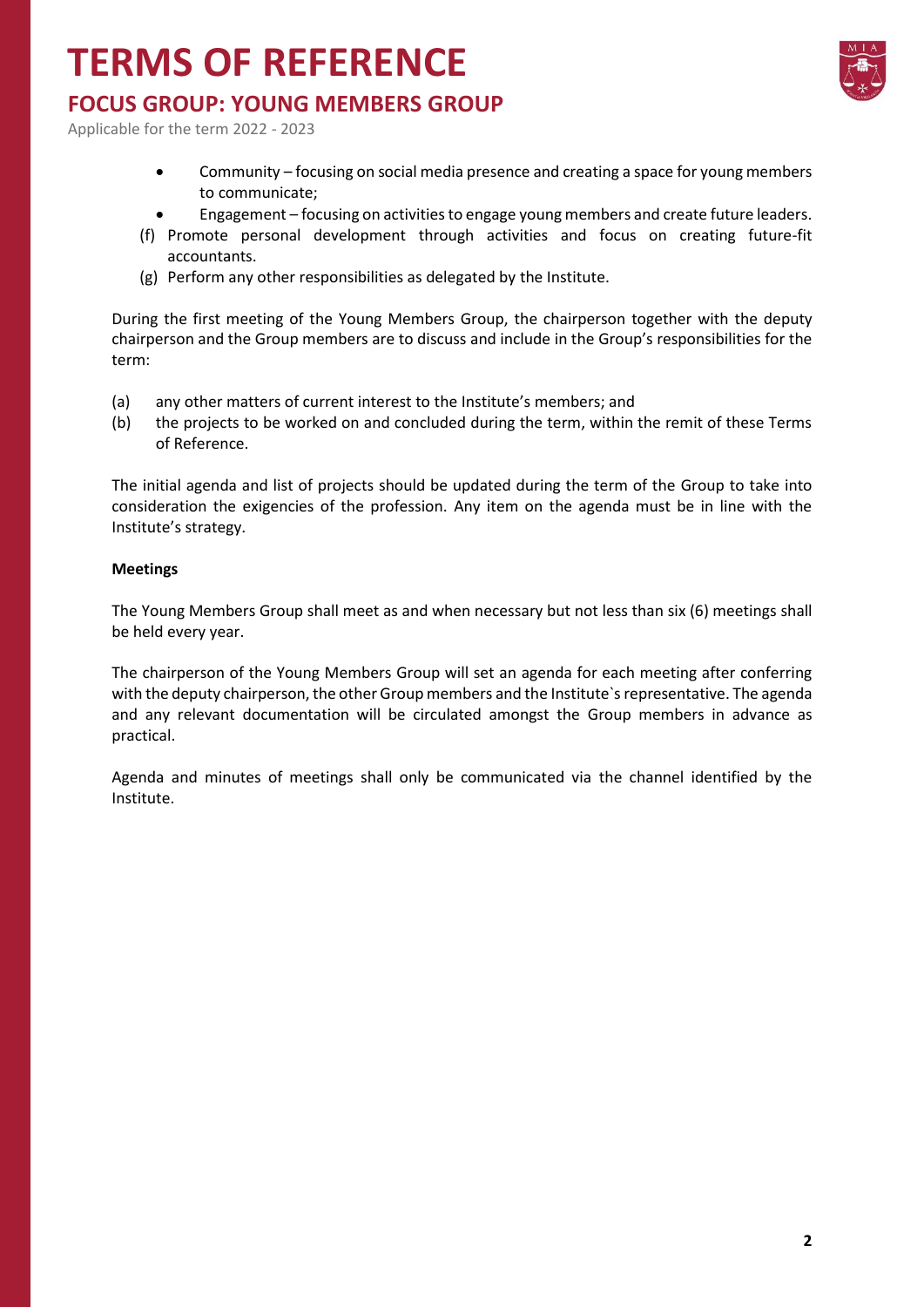- Community – focusing on social media presence and creating a space for young members to communicate;
- Engagement – focusing on activities to engage young members and create future leaders.

(f) Promote personal development through activities and focus on creating future-fit accountants.

(g) Perform any other responsibilities as delegated by the Institute.

During the first meeting of the Young Members Group, the chairperson together with the deputy chairperson and the Group members are to discuss and include in the Group's responsibilities for the term:

(a) any other matters of current interest to the Institute's members; and

(b) the projects to be worked on and concluded during the term, within the remit of these Terms of Reference.

The initial agenda and list of projects should be updated during the term of the Group to take into consideration the exigencies of the profession. Any item on the agenda must be in line with the Institute's strategy.

**Meetings**

The Young Members Group shall meet as and when necessary but not less than six (6) meetings shall be held every year.

The chairperson of the Young Members Group will set an agenda for each meeting after conferring with the deputy chairperson, the other Group members and the Institute`s representative. The agenda and any relevant documentation will be circulated amongst the Group members in advance as practical.

Agenda and minutes of meetings shall only be communicated via the channel identified by the Institute.